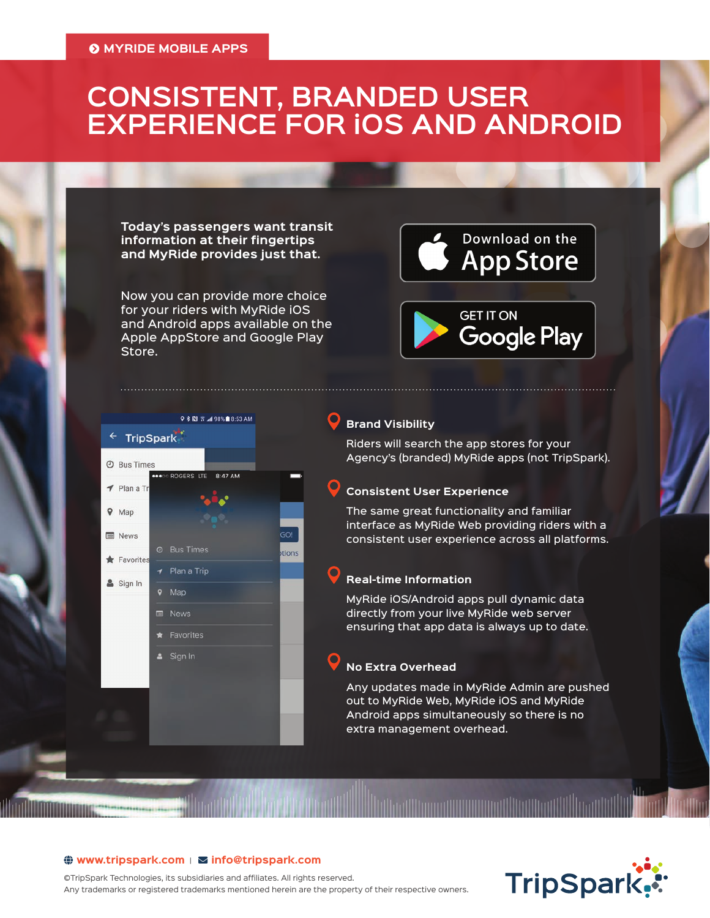MYRIDE MOBILE APPS

# CONSISTENT, BRANDED USER EXPERIENCE FOR iOS AND ANDROID

**Today's passengers want transit information at their fingertips and MyRide provides just that.**

Now you can provide more choice for your riders with MyRide iOS and Android apps available on the Apple AppStore and Google Play Store.

Download on the App Store

GET IT ON Google Play

### Brand Visibility

Riders will search the app stores for your Agency's (branded) MyRide apps (not TripSpark).

### Consistent User Experience

The same great functionality and familiar interface as MyRide Web providing riders with a consistent user experience across all platforms.

### Real-time Information

MyRide iOS/Android apps pull dynamic data directly from your live MyRide web server ensuring that app data is always up to date.

### No Extra Overhead

Any updates made in MyRide Admin are pushed out to MyRide Web, MyRide iOS and MyRide Android apps simultaneously so there is no extra management overhead.

www.tripspark.com | info@tripspark.com

©TripSpark Technologies, its subsidiaries and affiliates. All rights reserved.
Any trademarks or registered trademarks mentioned herein are the property of their respective owners.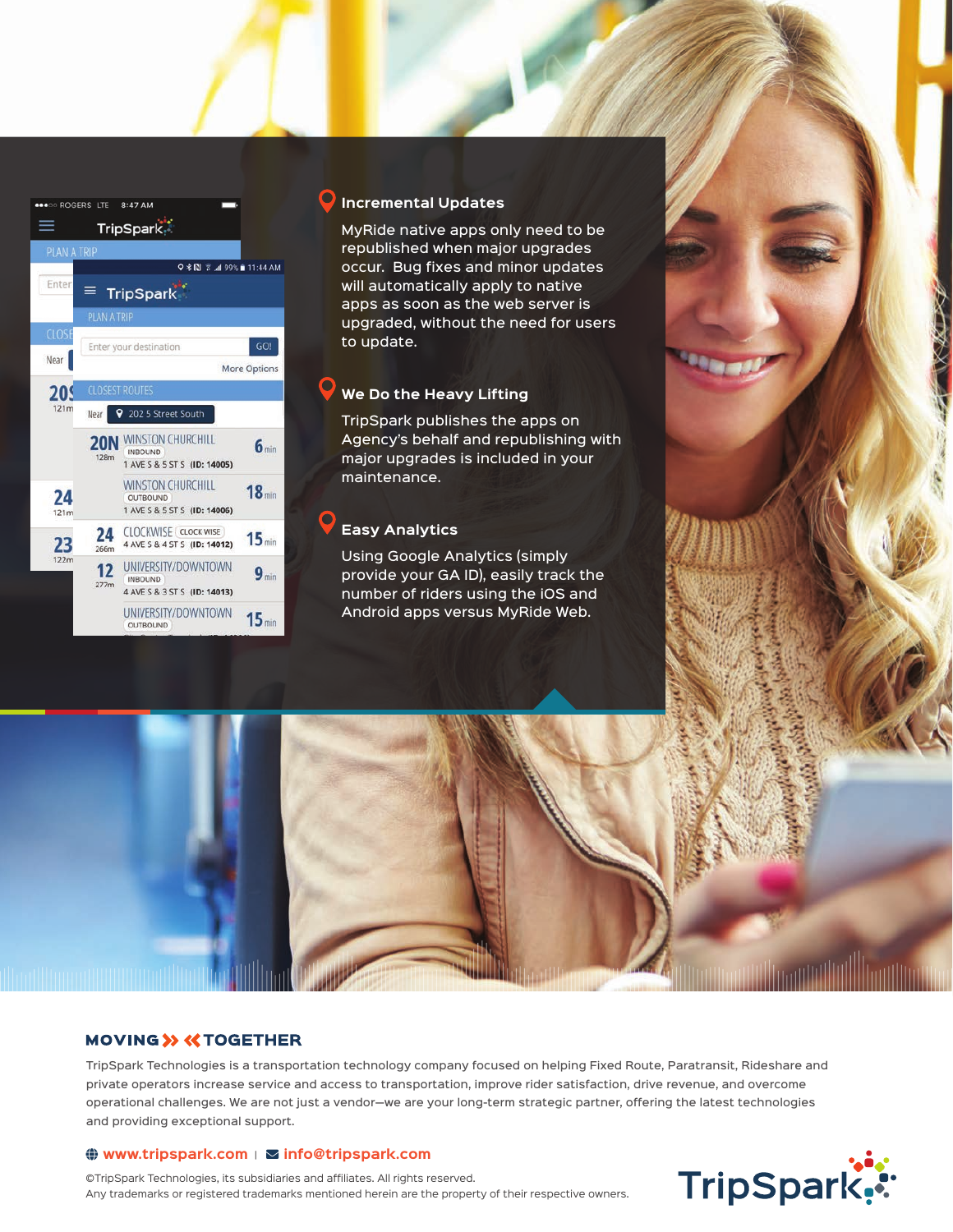### Incremental Updates

MyRide native apps only need to be republished when major upgrades occur. Bug fixes and minor updates will automatically apply to native apps as soon as the web server is upgraded, without the need for users to update.

### We Do the Heavy Lifting

TripSpark publishes the apps on Agency's behalf and republishing with major upgrades is included in your maintenance.

### Easy Analytics

Using Google Analytics (simply provide your GA ID), easily track the number of riders using the iOS and Android apps versus MyRide Web.

## MOVING » « TOGETHER

TripSpark Technologies is a transportation technology company focused on helping Fixed Route, Paratransit, Rideshare and private operators increase service and access to transportation, improve rider satisfaction, drive revenue, and overcome operational challenges. We are not just a vendor—we are your long-term strategic partner, offering the latest technologies and providing exceptional support.

www.tripspark.com | info@tripspark.com

©TripSpark Technologies, its subsidiaries and affiliates. All rights reserved.
Any trademarks or registered trademarks mentioned herein are the property of their respective owners.